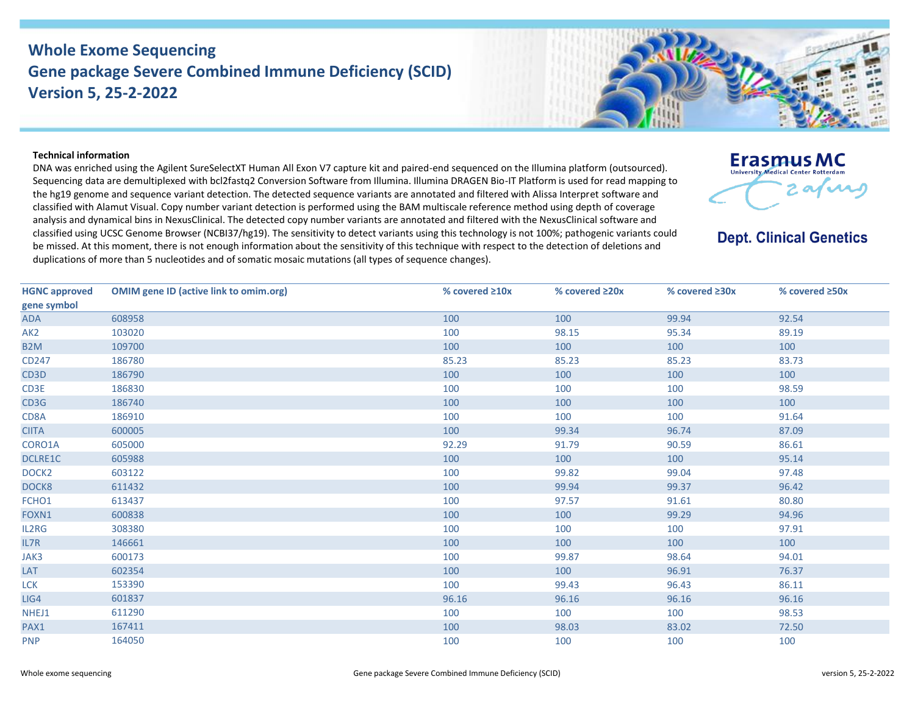# Whole Exome Sequencing
# Gene package Severe Combined Immune Deficiency (SCID)
# Version 5, 25-2-2022

Erasmus MC
University Medical Center Rotterdam

**Dept. Clinical Genetics**

**Technical information**

DNA was enriched using the Agilent SureSelectXT Human All Exon V7 capture kit and paired-end sequenced on the Illumina platform (outsourced). Sequencing data are demultiplexed with bcl2fastq2 Conversion Software from Illumina. Illumina DRAGEN Bio-IT Platform is used for read mapping to the hg19 genome and sequence variant detection. The detected sequence variants are annotated and filtered with Alissa Interpret software and classified with Alamut Visual. Copy number variant detection is performed using the BAM multiscale reference method using depth of coverage analysis and dynamical bins in NexusClinical. The detected copy number variants are annotated and filtered with the NexusClinical software and classified using UCSC Genome Browser (NCBI37/hg19). The sensitivity to detect variants using this technology is not 100%; pathogenic variants could be missed. At this moment, there is not enough information about the sensitivity of this technique with respect to the detection of deletions and duplications of more than 5 nucleotides and of somatic mosaic mutations (all types of sequence changes).

| HGNC approved gene symbol | OMIM gene ID (active link to omim.org) | % covered ≥10x | % covered ≥20x | % covered ≥30x | % covered ≥50x |
|---|---|---|---|---|---|
| ADA | 608958 | 100 | 100 | 99.94 | 92.54 |
| AK2 | 103020 | 100 | 98.15 | 95.34 | 89.19 |
| B2M | 109700 | 100 | 100 | 100 | 100 |
| CD247 | 186780 | 85.23 | 85.23 | 85.23 | 83.73 |
| CD3D | 186790 | 100 | 100 | 100 | 100 |
| CD3E | 186830 | 100 | 100 | 100 | 98.59 |
| CD3G | 186740 | 100 | 100 | 100 | 100 |
| CD8A | 186910 | 100 | 100 | 100 | 91.64 |
| CIITA | 600005 | 100 | 99.34 | 96.74 | 87.09 |
| CORO1A | 605000 | 92.29 | 91.79 | 90.59 | 86.61 |
| DCLRE1C | 605988 | 100 | 100 | 100 | 95.14 |
| DOCK2 | 603122 | 100 | 99.82 | 99.04 | 97.48 |
| DOCK8 | 611432 | 100 | 99.94 | 99.37 | 96.42 |
| FCHO1 | 613437 | 100 | 97.57 | 91.61 | 80.80 |
| FOXN1 | 600838 | 100 | 100 | 99.29 | 94.96 |
| IL2RG | 308380 | 100 | 100 | 100 | 97.91 |
| IL7R | 146661 | 100 | 100 | 100 | 100 |
| JAK3 | 600173 | 100 | 99.87 | 98.64 | 94.01 |
| LAT | 602354 | 100 | 100 | 96.91 | 76.37 |
| LCK | 153390 | 100 | 99.43 | 96.43 | 86.11 |
| LIG4 | 601837 | 96.16 | 96.16 | 96.16 | 96.16 |
| NHEJ1 | 611290 | 100 | 100 | 100 | 98.53 |
| PAX1 | 167411 | 100 | 98.03 | 83.02 | 72.50 |
| PNP | 164050 | 100 | 100 | 100 | 100 |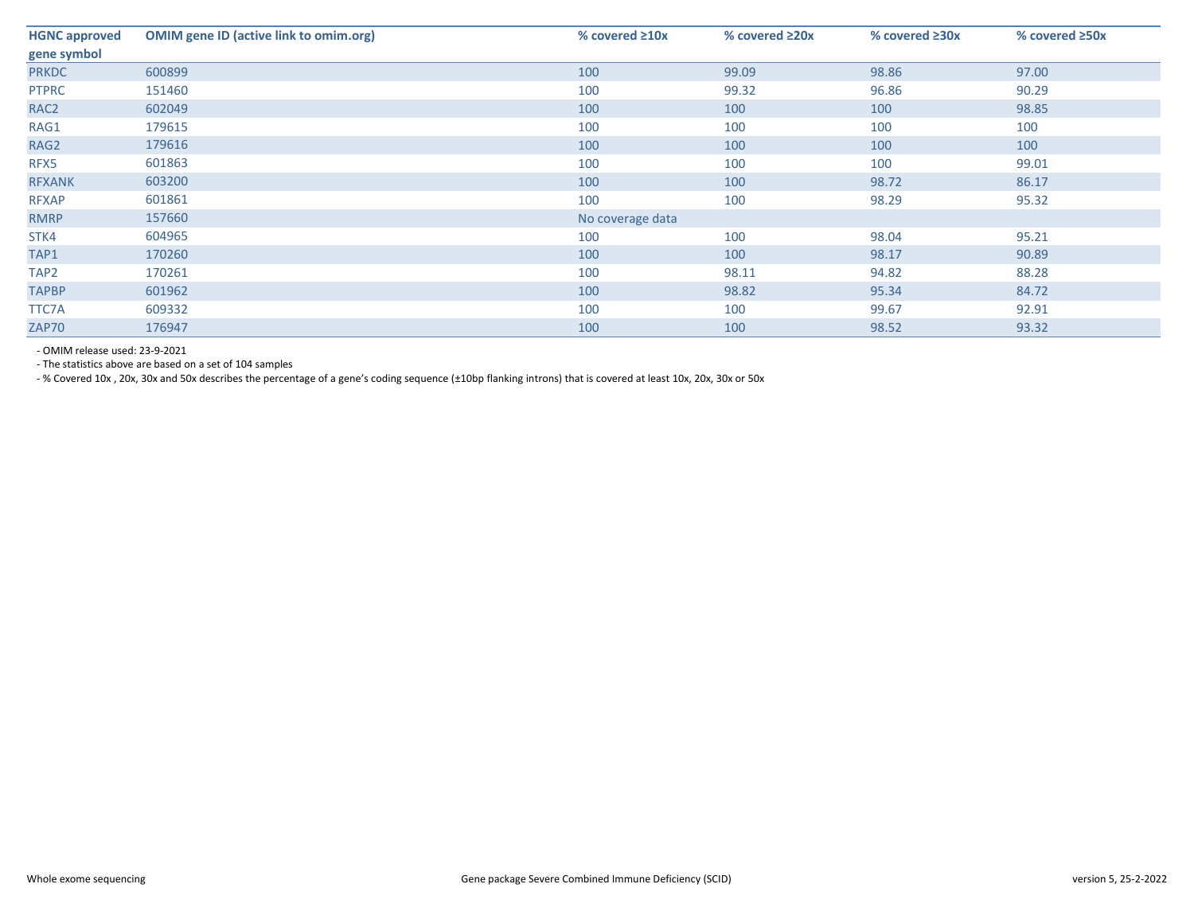| HGNC approved gene symbol | OMIM gene ID (active link to omim.org) | % covered ≥10x | % covered ≥20x | % covered ≥30x | % covered ≥50x |
|---|---|---|---|---|---|
| PRKDC | 600899 | 100 | 99.09 | 98.86 | 97.00 |
| PTPRC | 151460 | 100 | 99.32 | 96.86 | 90.29 |
| RAC2 | 602049 | 100 | 100 | 100 | 98.85 |
| RAG1 | 179615 | 100 | 100 | 100 | 100 |
| RAG2 | 179616 | 100 | 100 | 100 | 100 |
| RFX5 | 601863 | 100 | 100 | 100 | 99.01 |
| RFXANK | 603200 | 100 | 100 | 98.72 | 86.17 |
| RFXAP | 601861 | 100 | 100 | 98.29 | 95.32 |
| RMRP | 157660 | No coverage data | | | |
| STK4 | 604965 | 100 | 100 | 98.04 | 95.21 |
| TAP1 | 170260 | 100 | 100 | 98.17 | 90.89 |
| TAP2 | 170261 | 100 | 98.11 | 94.82 | 88.28 |
| TAPBP | 601962 | 100 | 98.82 | 95.34 | 84.72 |
| TTC7A | 609332 | 100 | 100 | 99.67 | 92.91 |
| ZAP70 | 176947 | 100 | 100 | 98.52 | 93.32 |

- OMIM release used: 23-9-2021
- The statistics above are based on a set of 104 samples
- % Covered 10x , 20x, 30x and 50x describes the percentage of a gene's coding sequence (±10bp flanking introns) that is covered at least 10x, 20x, 30x or 50x